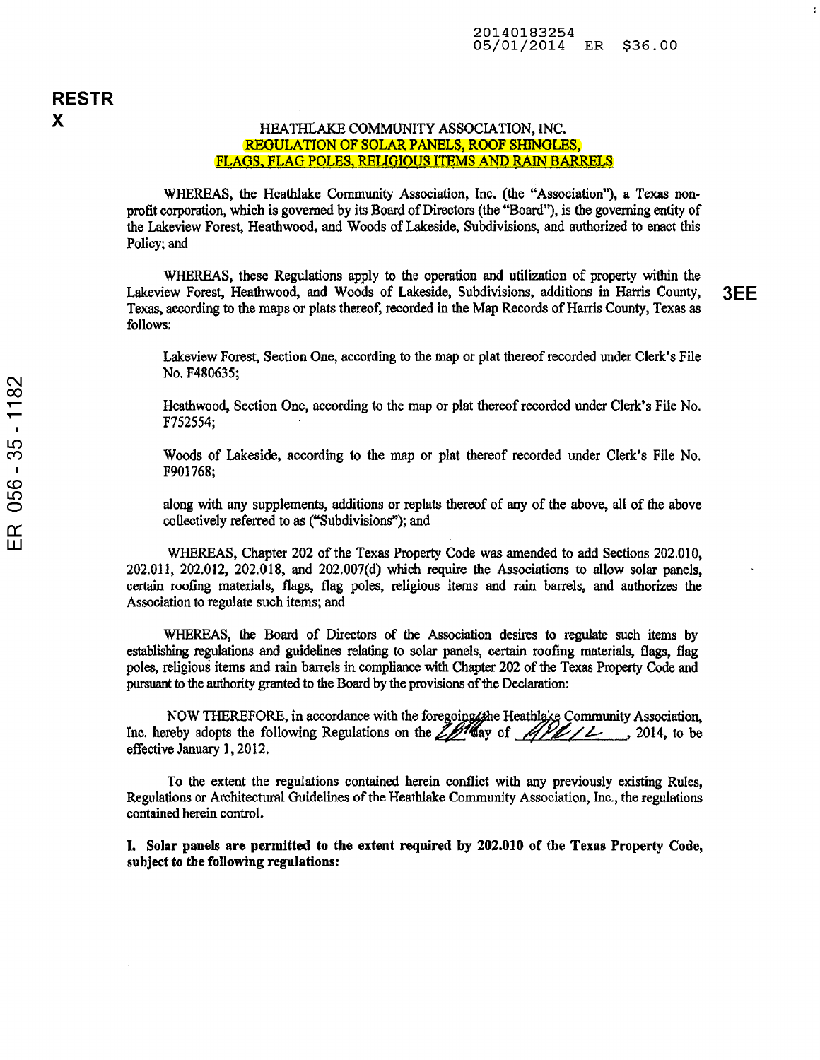20140183254
05/01/2014 ER $36.00

**RESTR**
**X**

HEATHLAKE COMMUNITY ASSOCIATION, INC.
REGULATION OF SOLAR PANELS, ROOF SHINGLES, FLAGS, FLAG POLES, RELIGIOUS ITEMS AND RAIN BARRELS

WHEREAS, the Heathlake Community Association, Inc. (the "Association"), a Texas non-profit corporation, which is governed by its Board of Directors (the "Board"), is the governing entity of the Lakeview Forest, Heathwood, and Woods of Lakeside, Subdivisions, and authorized to enact this Policy; and

WHEREAS, these Regulations apply to the operation and utilization of property within the Lakeview Forest, Heathwood, and Woods of Lakeside, Subdivisions, additions in Harris County, Texas, according to the maps or plats thereof, recorded in the Map Records of Harris County, Texas as follows:

**3EE**

ER 056 - 35 - 1182

Lakeview Forest, Section One, according to the map or plat thereof recorded under Clerk's File No. F480635;

Heathwood, Section One, according to the map or plat thereof recorded under Clerk's File No. F752554;

Woods of Lakeside, according to the map or plat thereof recorded under Clerk's File No. F901768;

along with any supplements, additions or replats thereof of any of the above, all of the above collectively referred to as ("Subdivisions"); and

WHEREAS, Chapter 202 of the Texas Property Code was amended to add Sections 202.010, 202.011, 202.012, 202.018, and 202.007(d) which require the Associations to allow solar panels, certain roofing materials, flags, flag poles, religious items and rain barrels, and authorizes the Association to regulate such items; and

WHEREAS, the Board of Directors of the Association desires to regulate such items by establishing regulations and guidelines relating to solar panels, certain roofing materials, flags, flag poles, religious items and rain barrels in compliance with Chapter 202 of the Texas Property Code and pursuant to the authority granted to the Board by the provisions of the Declaration:

NOW THEREFORE, in accordance with the foregoing, the Heathlake Community Association, Inc. hereby adopts the following Regulations on the 28th day of April, 2014, to be effective January 1, 2012.

To the extent the regulations contained herein conflict with any previously existing Rules, Regulations or Architectural Guidelines of the Heathlake Community Association, Inc., the regulations contained herein control.

**I. Solar panels are permitted to the extent required by 202.010 of the Texas Property Code, subject to the following regulations:**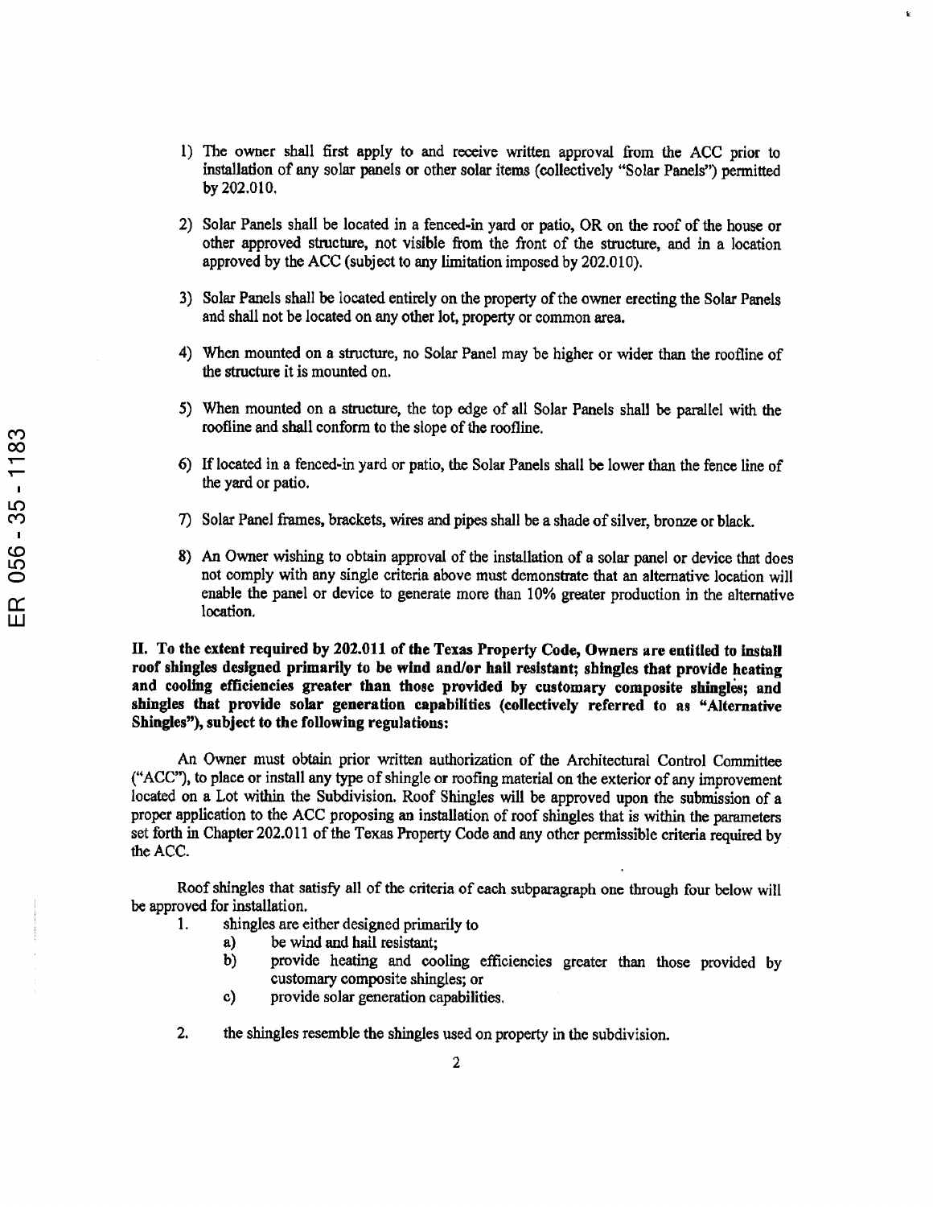1) The owner shall first apply to and receive written approval from the ACC prior to installation of any solar panels or other solar items (collectively "Solar Panels") permitted by 202.010.

2) Solar Panels shall be located in a fenced-in yard or patio, OR on the roof of the house or other approved structure, not visible from the front of the structure, and in a location approved by the ACC (subject to any limitation imposed by 202.010).

3) Solar Panels shall be located entirely on the property of the owner erecting the Solar Panels and shall not be located on any other lot, property or common area.

4) When mounted on a structure, no Solar Panel may be higher or wider than the roofline of the structure it is mounted on.

5) When mounted on a structure, the top edge of all Solar Panels shall be parallel with the roofline and shall conform to the slope of the roofline.

6) If located in a fenced-in yard or patio, the Solar Panels shall be lower than the fence line of the yard or patio.

7) Solar Panel frames, brackets, wires and pipes shall be a shade of silver, bronze or black.

8) An Owner wishing to obtain approval of the installation of a solar panel or device that does not comply with any single criteria above must demonstrate that an alternative location will enable the panel or device to generate more than 10% greater production in the alternative location.

**II. To the extent required by 202.011 of the Texas Property Code, Owners are entitled to install roof shingles designed primarily to be wind and/or hail resistant; shingles that provide heating and cooling efficiencies greater than those provided by customary composite shingles; and shingles that provide solar generation capabilities (collectively referred to as "Alternative Shingles"), subject to the following regulations:**

An Owner must obtain prior written authorization of the Architectural Control Committee ("ACC"), to place or install any type of shingle or roofing material on the exterior of any improvement located on a Lot within the Subdivision. Roof Shingles will be approved upon the submission of a proper application to the ACC proposing an installation of roof shingles that is within the parameters set forth in Chapter 202.011 of the Texas Property Code and any other permissible criteria required by the ACC.

Roof shingles that satisfy all of the criteria of each subparagraph one through four below will be approved for installation.

1. shingles are either designed primarily to
   a) be wind and hail resistant;
   b) provide heating and cooling efficiencies greater than those provided by customary composite shingles; or
   c) provide solar generation capabilities.

2. the shingles resemble the shingles used on property in the subdivision.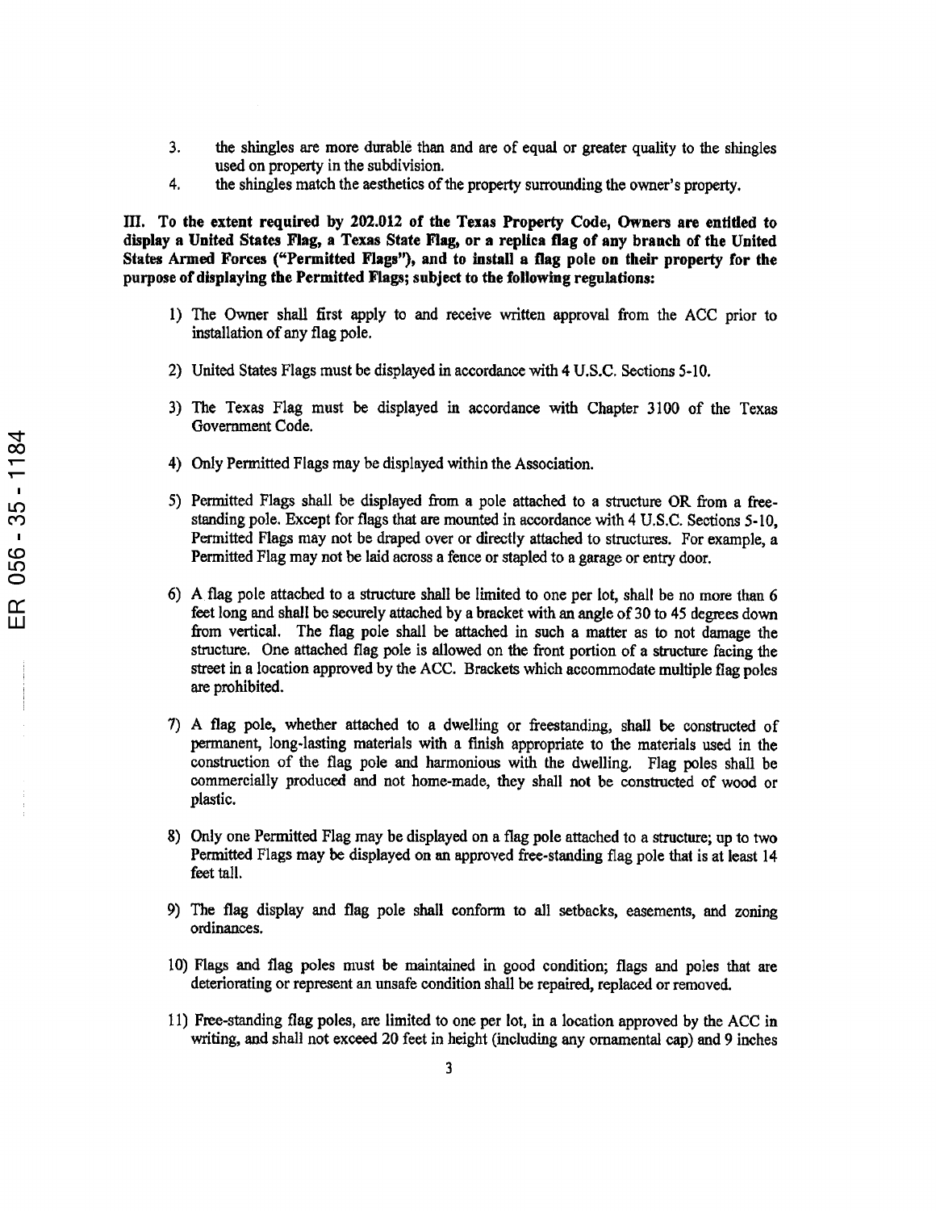3. the shingles are more durable than and are of equal or greater quality to the shingles used on property in the subdivision.
4. the shingles match the aesthetics of the property surrounding the owner's property.

**III. To the extent required by 202.012 of the Texas Property Code, Owners are entitled to display a United States Flag, a Texas State Flag, or a replica flag of any branch of the United States Armed Forces ("Permitted Flags"), and to install a flag pole on their property for the purpose of displaying the Permitted Flags; subject to the following regulations:**

1) The Owner shall first apply to and receive written approval from the ACC prior to installation of any flag pole.

2) United States Flags must be displayed in accordance with 4 U.S.C. Sections 5-10.

3) The Texas Flag must be displayed in accordance with Chapter 3100 of the Texas Government Code.

4) Only Permitted Flags may be displayed within the Association.

5) Permitted Flags shall be displayed from a pole attached to a structure OR from a free-standing pole. Except for flags that are mounted in accordance with 4 U.S.C. Sections 5-10, Permitted Flags may not be draped over or directly attached to structures. For example, a Permitted Flag may not be laid across a fence or stapled to a garage or entry door.

6) A flag pole attached to a structure shall be limited to one per lot, shall be no more than 6 feet long and shall be securely attached by a bracket with an angle of 30 to 45 degrees down from vertical. The flag pole shall be attached in such a matter as to not damage the structure. One attached flag pole is allowed on the front portion of a structure facing the street in a location approved by the ACC. Brackets which accommodate multiple flag poles are prohibited.

7) A flag pole, whether attached to a dwelling or freestanding, shall be constructed of permanent, long-lasting materials with a finish appropriate to the materials used in the construction of the flag pole and harmonious with the dwelling. Flag poles shall be commercially produced and not home-made, they shall not be constructed of wood or plastic.

8) Only one Permitted Flag may be displayed on a flag pole attached to a structure; up to two Permitted Flags may be displayed on an approved free-standing flag pole that is at least 14 feet tall.

9) The flag display and flag pole shall conform to all setbacks, easements, and zoning ordinances.

10) Flags and flag poles must be maintained in good condition; flags and poles that are deteriorating or represent an unsafe condition shall be repaired, replaced or removed.

11) Free-standing flag poles, are limited to one per lot, in a location approved by the ACC in writing, and shall not exceed 20 feet in height (including any ornamental cap) and 9 inches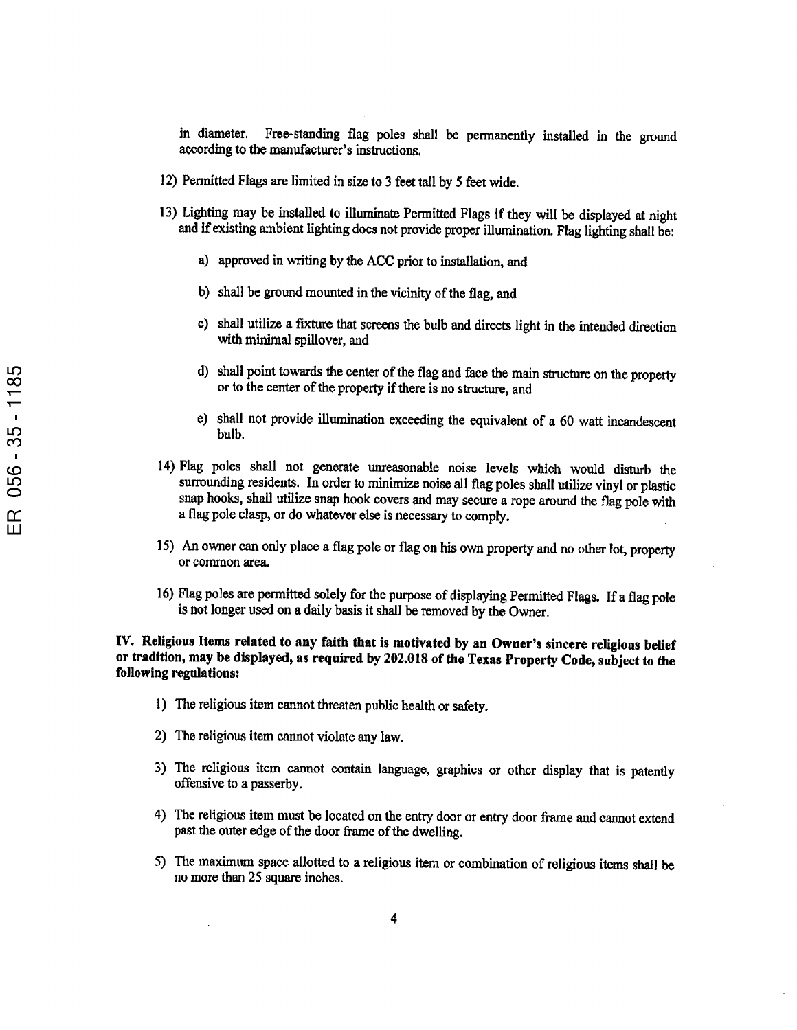in diameter. Free-standing flag poles shall be permanently installed in the ground according to the manufacturer's instructions.

12) Permitted Flags are limited in size to 3 feet tall by 5 feet wide.

13) Lighting may be installed to illuminate Permitted Flags if they will be displayed at night and if existing ambient lighting does not provide proper illumination. Flag lighting shall be:

    a) approved in writing by the ACC prior to installation, and

    b) shall be ground mounted in the vicinity of the flag, and

    c) shall utilize a fixture that screens the bulb and directs light in the intended direction with minimal spillover, and

    d) shall point towards the center of the flag and face the main structure on the property or to the center of the property if there is no structure, and

    e) shall not provide illumination exceeding the equivalent of a 60 watt incandescent bulb.

14) Flag poles shall not generate unreasonable noise levels which would disturb the surrounding residents. In order to minimize noise all flag poles shall utilize vinyl or plastic snap hooks, shall utilize snap hook covers and may secure a rope around the flag pole with a flag pole clasp, or do whatever else is necessary to comply.

15) An owner can only place a flag pole or flag on his own property and no other lot, property or common area.

16) Flag poles are permitted solely for the purpose of displaying Permitted Flags. If a flag pole is not longer used on a daily basis it shall be removed by the Owner.

**IV. Religious Items related to any faith that is motivated by an Owner's sincere religious belief or tradition, may be displayed, as required by 202.018 of the Texas Property Code, subject to the following regulations:**

1) The religious item cannot threaten public health or safety.

2) The religious item cannot violate any law.

3) The religious item cannot contain language, graphics or other display that is patently offensive to a passerby.

4) The religious item must be located on the entry door or entry door frame and cannot extend past the outer edge of the door frame of the dwelling.

5) The maximum space allotted to a religious item or combination of religious items shall be no more than 25 square inches.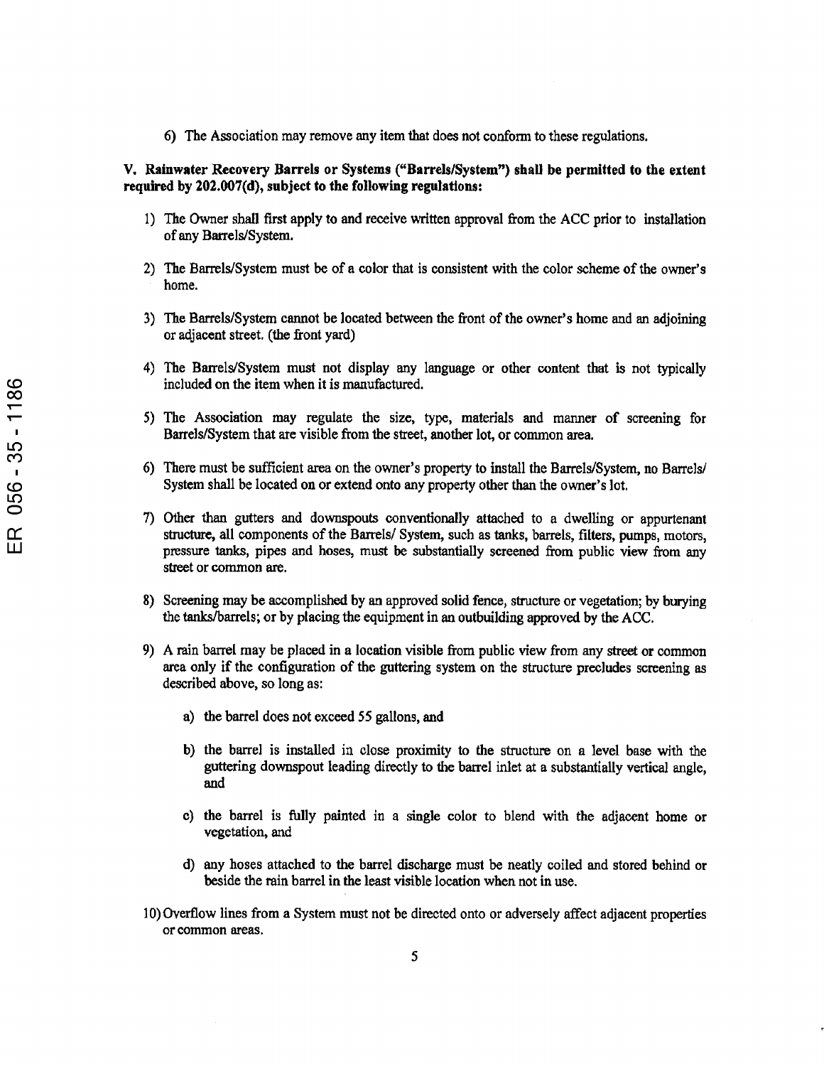6) The Association may remove any item that does not conform to these regulations.

**V. Rainwater Recovery Barrels or Systems ("Barrels/System") shall be permitted to the extent required by 202.007(d), subject to the following regulations:**

1) The Owner shall first apply to and receive written approval from the ACC prior to installation of any Barrels/System.

2) The Barrels/System must be of a color that is consistent with the color scheme of the owner's home.

3) The Barrels/System cannot be located between the front of the owner's home and an adjoining or adjacent street. (the front yard)

4) The Barrels/System must not display any language or other content that is not typically included on the item when it is manufactured.

5) The Association may regulate the size, type, materials and manner of screening for Barrels/System that are visible from the street, another lot, or common area.

6) There must be sufficient area on the owner's property to install the Barrels/System, no Barrels/ System shall be located on or extend onto any property other than the owner's lot.

7) Other than gutters and downspouts conventionally attached to a dwelling or appurtenant structure, all components of the Barrels/ System, such as tanks, barrels, filters, pumps, motors, pressure tanks, pipes and hoses, must be substantially screened from public view from any street or common are.

8) Screening may be accomplished by an approved solid fence, structure or vegetation; by burying the tanks/barrels; or by placing the equipment in an outbuilding approved by the ACC.

9) A rain barrel may be placed in a location visible from public view from any street or common area only if the configuration of the guttering system on the structure precludes screening as described above, so long as:

    a) the barrel does not exceed 55 gallons, and

    b) the barrel is installed in close proximity to the structure on a level base with the guttering downspout leading directly to the barrel inlet at a substantially vertical angle, and

    c) the barrel is fully painted in a single color to blend with the adjacent home or vegetation, and

    d) any hoses attached to the barrel discharge must be neatly coiled and stored behind or beside the rain barrel in the least visible location when not in use.

10) Overflow lines from a System must not be directed onto or adversely affect adjacent properties or common areas.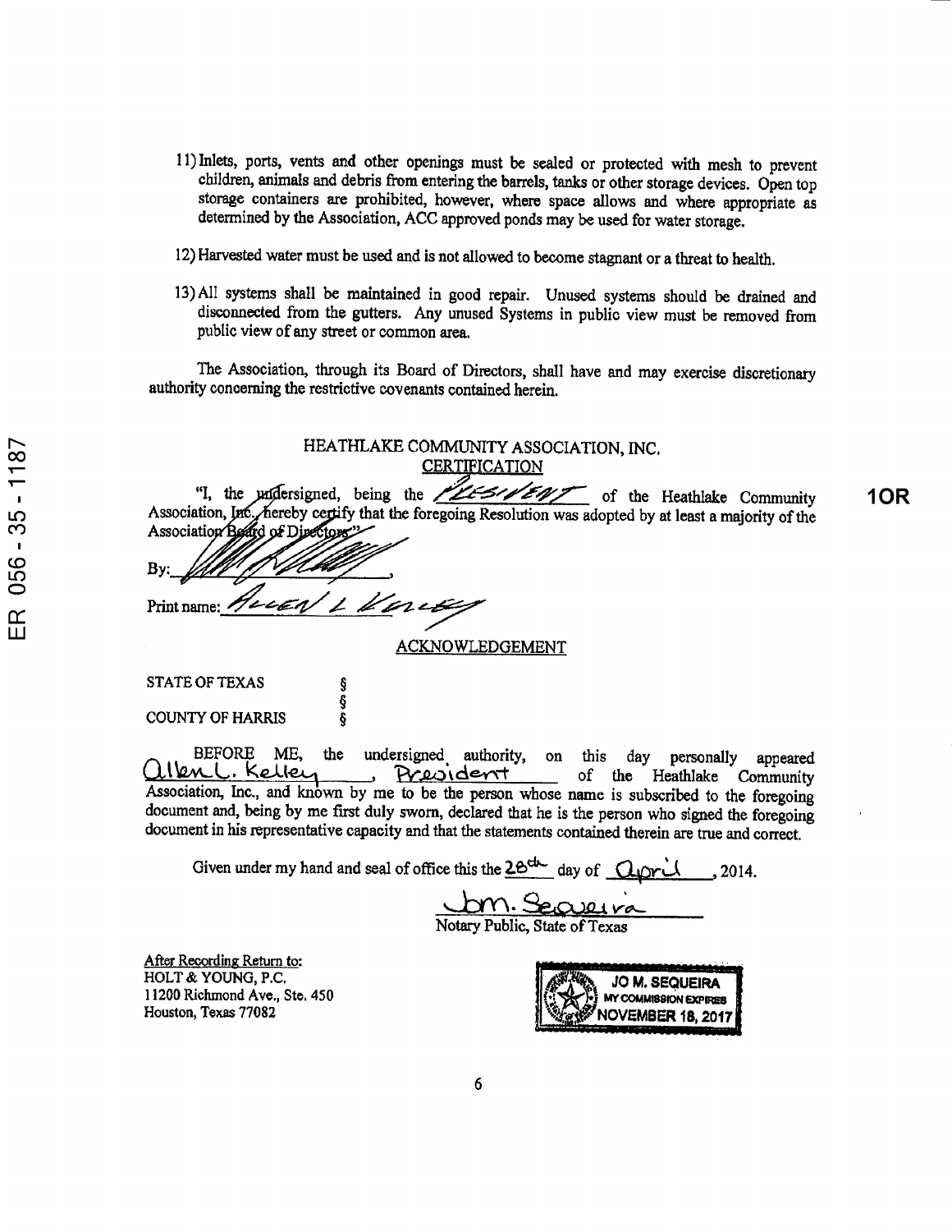11) Inlets, ports, vents and other openings must be sealed or protected with mesh to prevent children, animals and debris from entering the barrels, tanks or other storage devices. Open top storage containers are prohibited, however, where space allows and where appropriate as determined by the Association, ACC approved ponds may be used for water storage.

12) Harvested water must be used and is not allowed to become stagnant or a threat to health.

13) All systems shall be maintained in good repair. Unused systems should be drained and disconnected from the gutters. Any unused Systems in public view must be removed from public view of any street or common area.

The Association, through its Board of Directors, shall have and may exercise discretionary authority concerning the restrictive covenants contained herein.

ER 056 - 35 - 1187

**10R**

HEATHLAKE COMMUNITY ASSOCIATION, INC.

CERTIFICATION

"I, the undersigned, being the PRESIDENT of the Heathlake Community Association, Inc., hereby certify that the foregoing Resolution was adopted by at least a majority of the Association Board of Directors"

By: ______________________,

Print name: Allen L Kelley

ACKNOWLEDGEMENT

STATE OF TEXAS §
§
COUNTY OF HARRIS §

BEFORE ME, the undersigned authority, on this day personally appeared Allen L. Kelley, President of the Heathlake Community Association, Inc., and known by me to be the person whose name is subscribed to the foregoing document and, being by me first duly sworn, declared that he is the person who signed the foregoing document in his representative capacity and that the statements contained therein are true and correct.

Given under my hand and seal of office this the 28th day of April, 2014.

Jom. Sequeira
Notary Public, State of Texas

JO M. SEQUEIRA
MY COMMISSION EXPIRES
NOVEMBER 18, 2017

After Recording Return to:
HOLT & YOUNG, P.C.
11200 Richmond Ave., Ste. 450
Houston, Texas 77082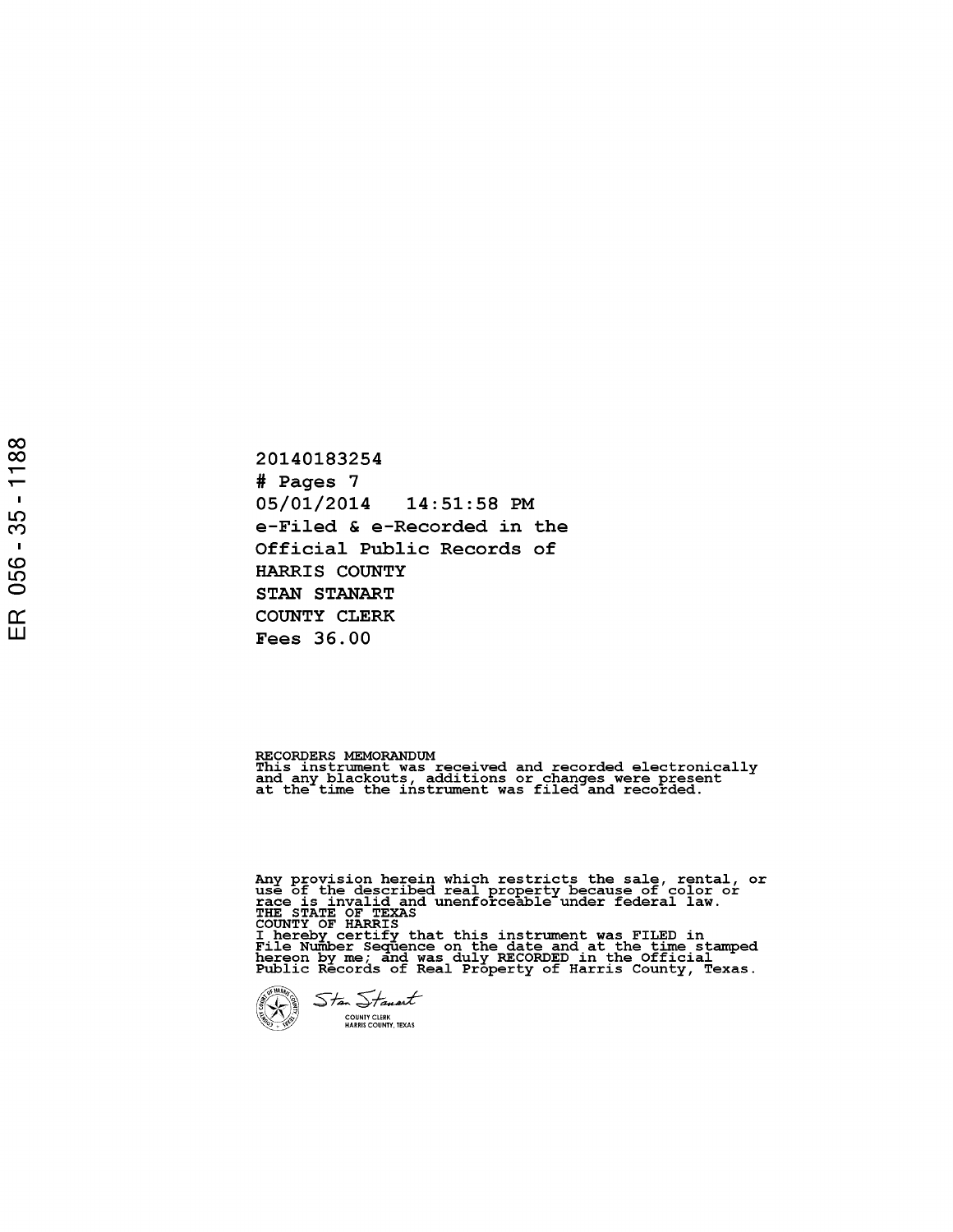ER 056 - 35 - 1188

20140183254
# Pages 7
05/01/2014 14:51:58 PM
e-Filed & e-Recorded in the
Official Public Records of
HARRIS COUNTY
STAN STANART
COUNTY CLERK
Fees 36.00

RECORDERS MEMORANDUM
This instrument was received and recorded electronically and any blackouts, additions or changes were present at the time the instrument was filed and recorded.

Any provision herein which restricts the sale, rental, or use of the described real property because of color or race is invalid and unenforceable under federal law.
THE STATE OF TEXAS
COUNTY OF HARRIS
I hereby certify that this instrument was FILED in File Number Sequence on the date and at the time stamped hereon by me; and was duly RECORDED in the Official Public Records of Real Property of Harris County, Texas.

Stan Stanart
COUNTY CLERK
HARRIS COUNTY, TEXAS